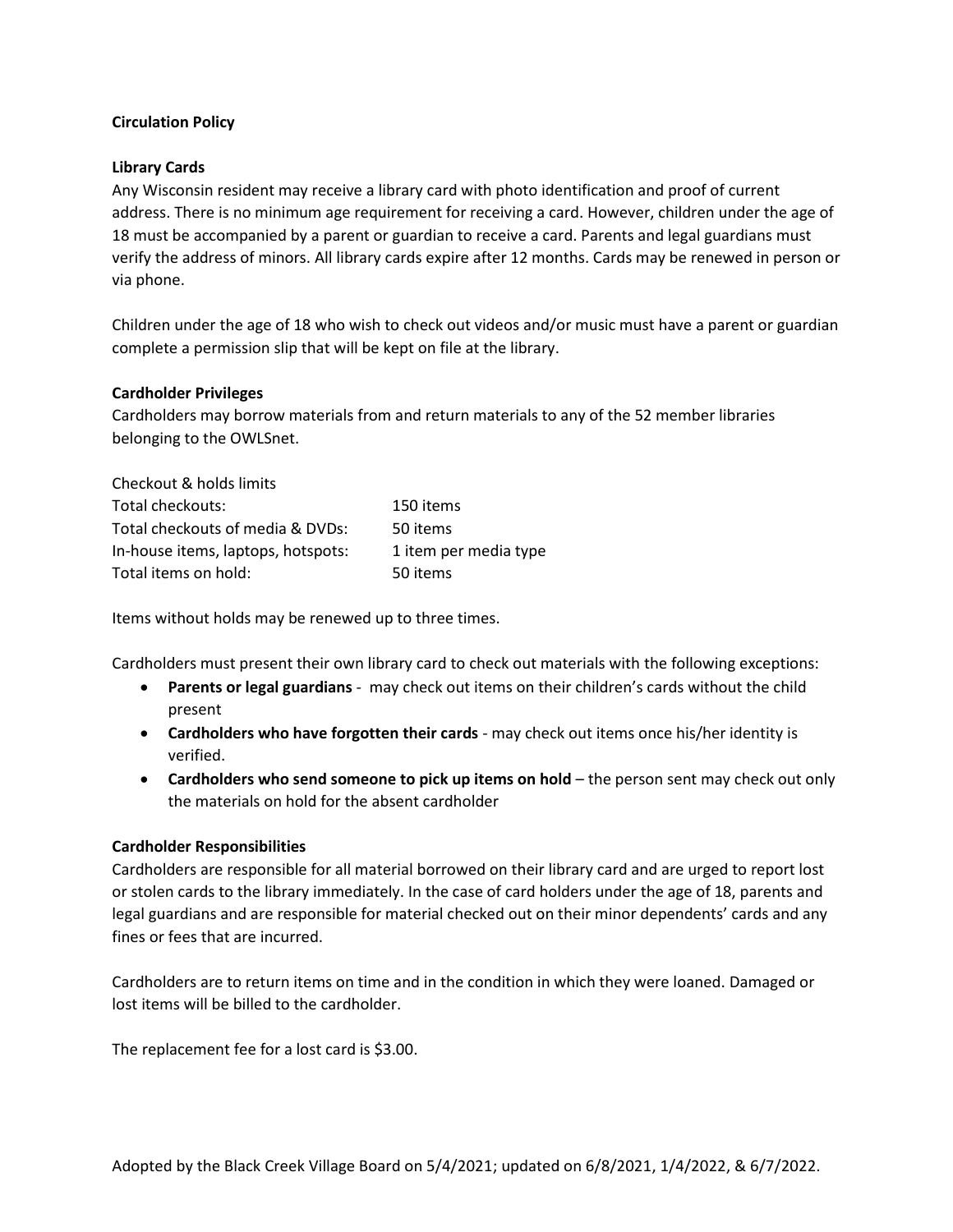**Circulation Policy**

**Library Cards**

Any Wisconsin resident may receive a library card with photo identification and proof of current address. There is no minimum age requirement for receiving a card. However, children under the age of 18 must be accompanied by a parent or guardian to receive a card. Parents and legal guardians must verify the address of minors. All library cards expire after 12 months. Cards may be renewed in person or via phone.

Children under the age of 18 who wish to check out videos and/or music must have a parent or guardian complete a permission slip that will be kept on file at the library.

**Cardholder Privileges**

Cardholders may borrow materials from and return materials to any of the 52 member libraries belonging to the OWLSnet.

| Checkout & holds limits | |
|---|---|
| Total checkouts: | 150 items |
| Total checkouts of media & DVDs: | 50 items |
| In-house items, laptops, hotspots: | 1 item per media type |
| Total items on hold: | 50 items |

Items without holds may be renewed up to three times.

Cardholders must present their own library card to check out materials with the following exceptions:

- **Parents or legal guardians** - may check out items on their children's cards without the child present
- **Cardholders who have forgotten their cards** - may check out items once his/her identity is verified.
- **Cardholders who send someone to pick up items on hold** – the person sent may check out only the materials on hold for the absent cardholder

**Cardholder Responsibilities**

Cardholders are responsible for all material borrowed on their library card and are urged to report lost or stolen cards to the library immediately. In the case of card holders under the age of 18, parents and legal guardians and are responsible for material checked out on their minor dependents' cards and any fines or fees that are incurred.

Cardholders are to return items on time and in the condition in which they were loaned. Damaged or lost items will be billed to the cardholder.

The replacement fee for a lost card is $3.00.

Adopted by the Black Creek Village Board on 5/4/2021; updated on 6/8/2021, 1/4/2022, & 6/7/2022.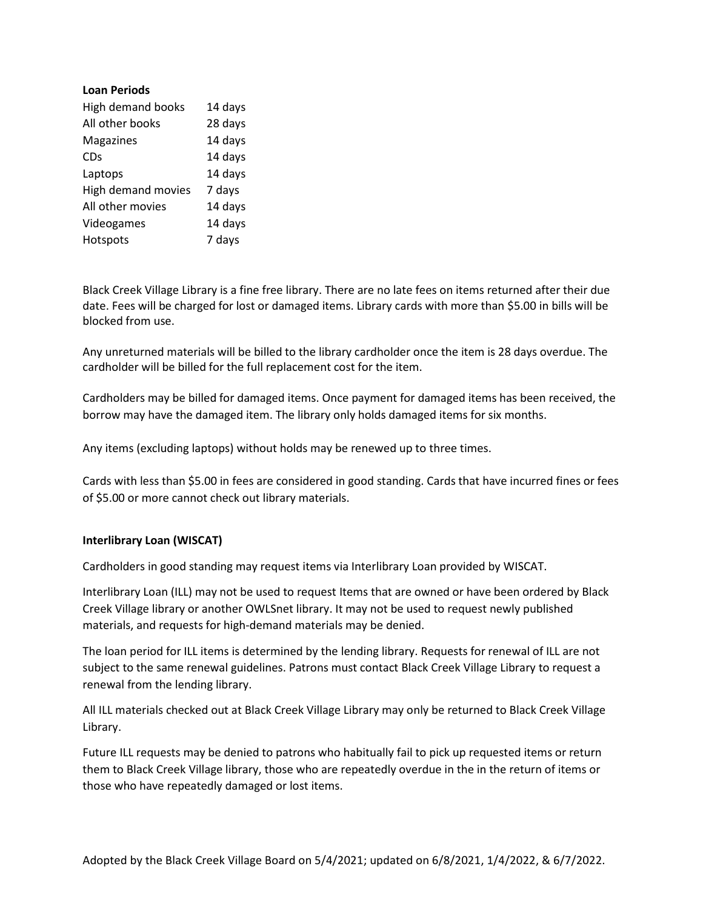**Loan Periods**

| | |
|---|---|
| High demand books | 14 days |
| All other books | 28 days |
| Magazines | 14 days |
| CDs | 14 days |
| Laptops | 14 days |
| High demand movies | 7 days |
| All other movies | 14 days |
| Videogames | 14 days |
| Hotspots | 7 days |

Black Creek Village Library is a fine free library. There are no late fees on items returned after their due date. Fees will be charged for lost or damaged items. Library cards with more than $5.00 in bills will be blocked from use.

Any unreturned materials will be billed to the library cardholder once the item is 28 days overdue. The cardholder will be billed for the full replacement cost for the item.

Cardholders may be billed for damaged items. Once payment for damaged items has been received, the borrow may have the damaged item. The library only holds damaged items for six months.

Any items (excluding laptops) without holds may be renewed up to three times.

Cards with less than $5.00 in fees are considered in good standing. Cards that have incurred fines or fees of $5.00 or more cannot check out library materials.

**Interlibrary Loan (WISCAT)**

Cardholders in good standing may request items via Interlibrary Loan provided by WISCAT.

Interlibrary Loan (ILL) may not be used to request Items that are owned or have been ordered by Black Creek Village library or another OWLSnet library. It may not be used to request newly published materials, and requests for high-demand materials may be denied.

The loan period for ILL items is determined by the lending library. Requests for renewal of ILL are not subject to the same renewal guidelines. Patrons must contact Black Creek Village Library to request a renewal from the lending library.

All ILL materials checked out at Black Creek Village Library may only be returned to Black Creek Village Library.

Future ILL requests may be denied to patrons who habitually fail to pick up requested items or return them to Black Creek Village library, those who are repeatedly overdue in the in the return of items or those who have repeatedly damaged or lost items.

Adopted by the Black Creek Village Board on 5/4/2021; updated on 6/8/2021, 1/4/2022, & 6/7/2022.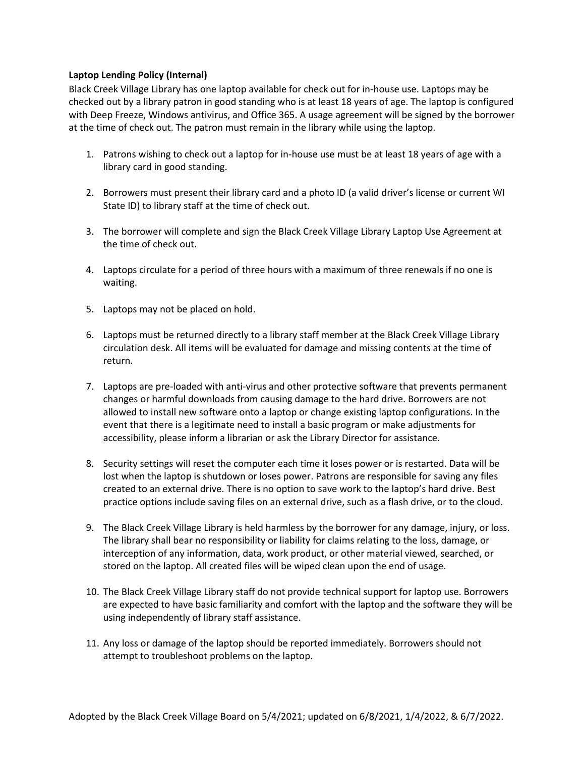**Laptop Lending Policy (Internal)**

Black Creek Village Library has one laptop available for check out for in-house use. Laptops may be checked out by a library patron in good standing who is at least 18 years of age. The laptop is configured with Deep Freeze, Windows antivirus, and Office 365. A usage agreement will be signed by the borrower at the time of check out. The patron must remain in the library while using the laptop.

1. Patrons wishing to check out a laptop for in-house use must be at least 18 years of age with a library card in good standing.

2. Borrowers must present their library card and a photo ID (a valid driver's license or current WI State ID) to library staff at the time of check out.

3. The borrower will complete and sign the Black Creek Village Library Laptop Use Agreement at the time of check out.

4. Laptops circulate for a period of three hours with a maximum of three renewals if no one is waiting.

5. Laptops may not be placed on hold.

6. Laptops must be returned directly to a library staff member at the Black Creek Village Library circulation desk. All items will be evaluated for damage and missing contents at the time of return.

7. Laptops are pre-loaded with anti-virus and other protective software that prevents permanent changes or harmful downloads from causing damage to the hard drive. Borrowers are not allowed to install new software onto a laptop or change existing laptop configurations. In the event that there is a legitimate need to install a basic program or make adjustments for accessibility, please inform a librarian or ask the Library Director for assistance.

8. Security settings will reset the computer each time it loses power or is restarted. Data will be lost when the laptop is shutdown or loses power. Patrons are responsible for saving any files created to an external drive. There is no option to save work to the laptop's hard drive. Best practice options include saving files on an external drive, such as a flash drive, or to the cloud.

9. The Black Creek Village Library is held harmless by the borrower for any damage, injury, or loss. The library shall bear no responsibility or liability for claims relating to the loss, damage, or interception of any information, data, work product, or other material viewed, searched, or stored on the laptop. All created files will be wiped clean upon the end of usage.

10. The Black Creek Village Library staff do not provide technical support for laptop use. Borrowers are expected to have basic familiarity and comfort with the laptop and the software they will be using independently of library staff assistance.

11. Any loss or damage of the laptop should be reported immediately. Borrowers should not attempt to troubleshoot problems on the laptop.

Adopted by the Black Creek Village Board on 5/4/2021; updated on 6/8/2021, 1/4/2022, & 6/7/2022.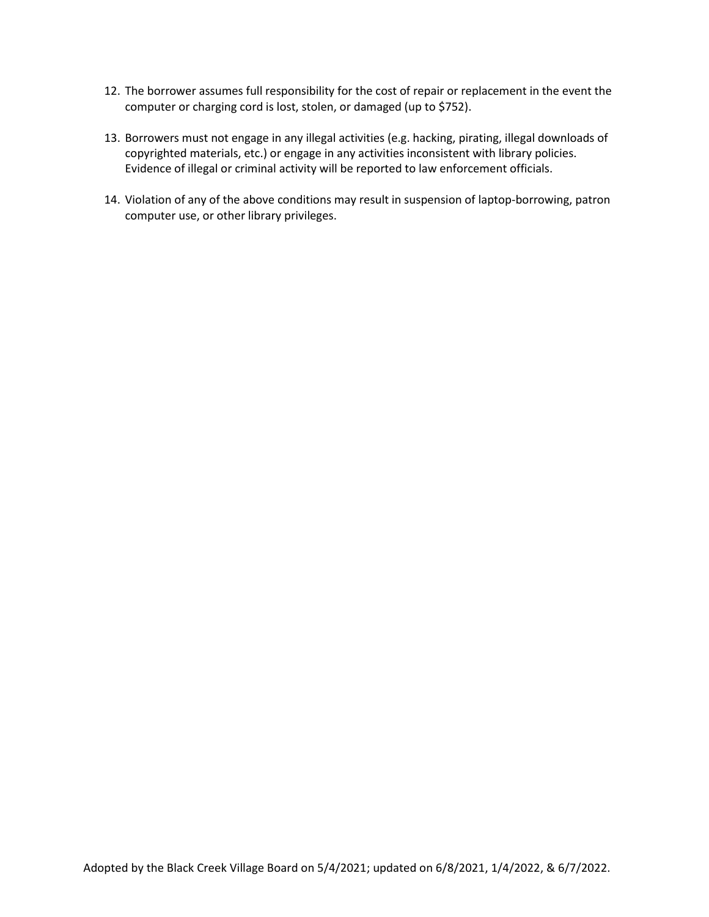12. The borrower assumes full responsibility for the cost of repair or replacement in the event the computer or charging cord is lost, stolen, or damaged (up to $752).

13. Borrowers must not engage in any illegal activities (e.g. hacking, pirating, illegal downloads of copyrighted materials, etc.) or engage in any activities inconsistent with library policies. Evidence of illegal or criminal activity will be reported to law enforcement officials.

14. Violation of any of the above conditions may result in suspension of laptop-borrowing, patron computer use, or other library privileges.

Adopted by the Black Creek Village Board on 5/4/2021; updated on 6/8/2021, 1/4/2022, & 6/7/2022.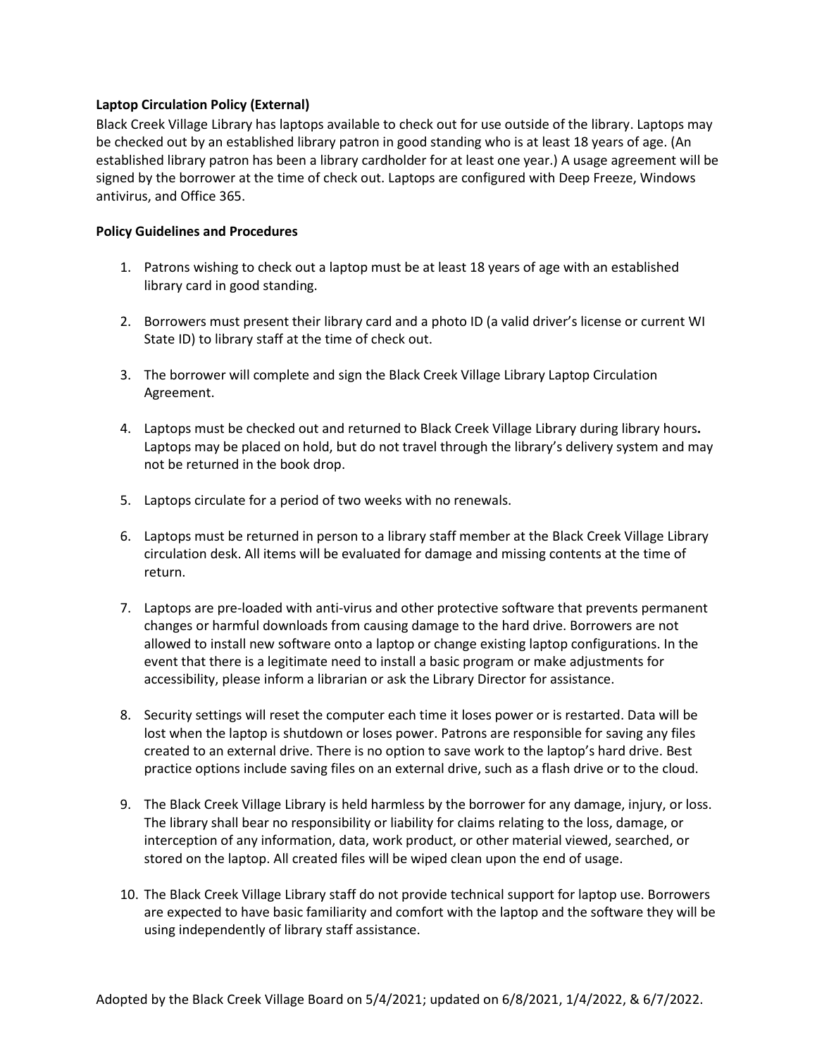**Laptop Circulation Policy (External)**

Black Creek Village Library has laptops available to check out for use outside of the library. Laptops may be checked out by an established library patron in good standing who is at least 18 years of age. (An established library patron has been a library cardholder for at least one year.) A usage agreement will be signed by the borrower at the time of check out. Laptops are configured with Deep Freeze, Windows antivirus, and Office 365.

**Policy Guidelines and Procedures**

1. Patrons wishing to check out a laptop must be at least 18 years of age with an established library card in good standing.

2. Borrowers must present their library card and a photo ID (a valid driver's license or current WI State ID) to library staff at the time of check out.

3. The borrower will complete and sign the Black Creek Village Library Laptop Circulation Agreement.

4. Laptops must be checked out and returned to Black Creek Village Library during library hours**.** Laptops may be placed on hold, but do not travel through the library's delivery system and may not be returned in the book drop.

5. Laptops circulate for a period of two weeks with no renewals.

6. Laptops must be returned in person to a library staff member at the Black Creek Village Library circulation desk. All items will be evaluated for damage and missing contents at the time of return.

7. Laptops are pre-loaded with anti-virus and other protective software that prevents permanent changes or harmful downloads from causing damage to the hard drive. Borrowers are not allowed to install new software onto a laptop or change existing laptop configurations. In the event that there is a legitimate need to install a basic program or make adjustments for accessibility, please inform a librarian or ask the Library Director for assistance.

8. Security settings will reset the computer each time it loses power or is restarted. Data will be lost when the laptop is shutdown or loses power. Patrons are responsible for saving any files created to an external drive. There is no option to save work to the laptop's hard drive. Best practice options include saving files on an external drive, such as a flash drive or to the cloud.

9. The Black Creek Village Library is held harmless by the borrower for any damage, injury, or loss. The library shall bear no responsibility or liability for claims relating to the loss, damage, or interception of any information, data, work product, or other material viewed, searched, or stored on the laptop. All created files will be wiped clean upon the end of usage.

10. The Black Creek Village Library staff do not provide technical support for laptop use. Borrowers are expected to have basic familiarity and comfort with the laptop and the software they will be using independently of library staff assistance.

Adopted by the Black Creek Village Board on 5/4/2021; updated on 6/8/2021, 1/4/2022, & 6/7/2022.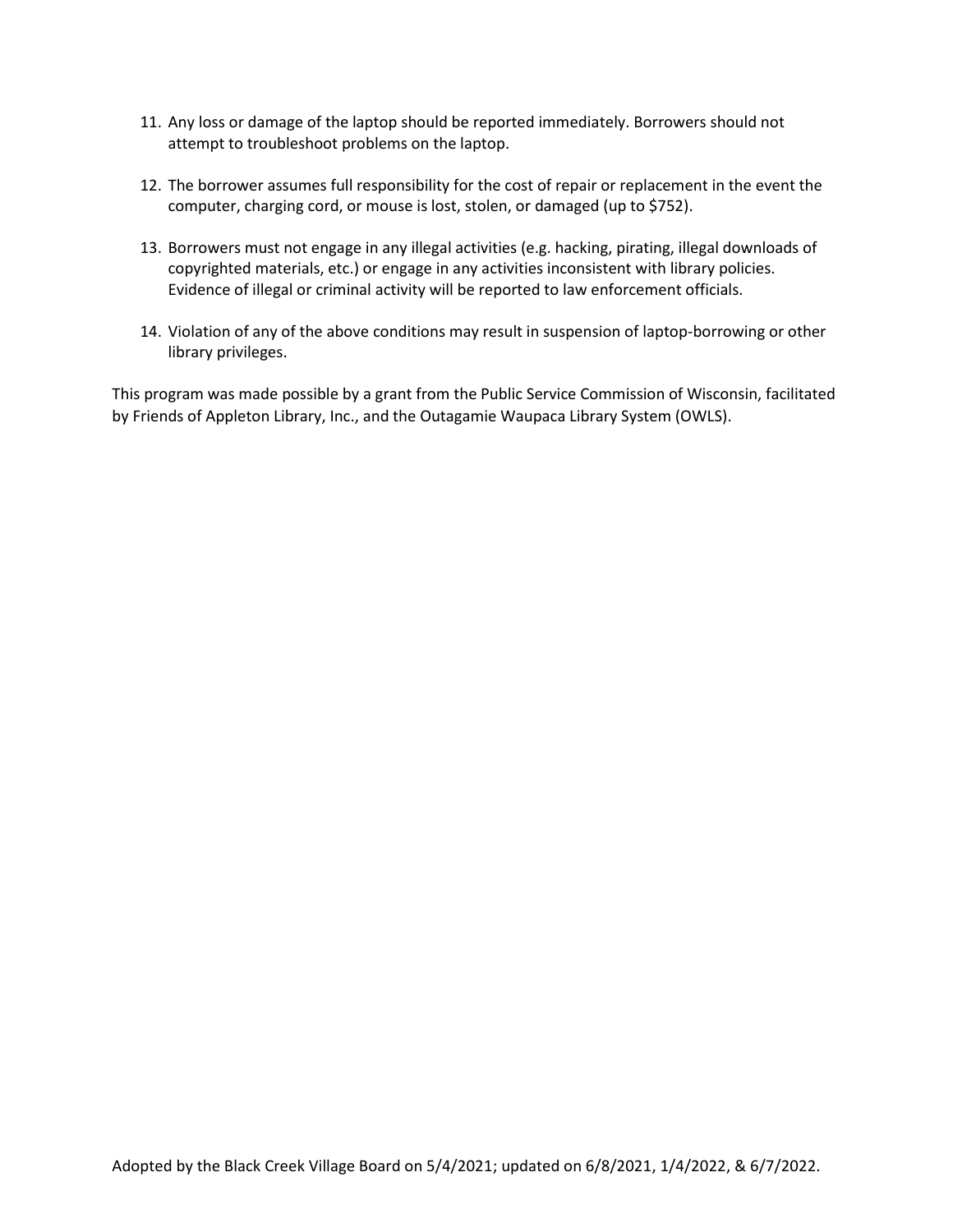11. Any loss or damage of the laptop should be reported immediately. Borrowers should not attempt to troubleshoot problems on the laptop.

12. The borrower assumes full responsibility for the cost of repair or replacement in the event the computer, charging cord, or mouse is lost, stolen, or damaged (up to $752).

13. Borrowers must not engage in any illegal activities (e.g. hacking, pirating, illegal downloads of copyrighted materials, etc.) or engage in any activities inconsistent with library policies. Evidence of illegal or criminal activity will be reported to law enforcement officials.

14. Violation of any of the above conditions may result in suspension of laptop-borrowing or other library privileges.

This program was made possible by a grant from the Public Service Commission of Wisconsin, facilitated by Friends of Appleton Library, Inc., and the Outagamie Waupaca Library System (OWLS).

Adopted by the Black Creek Village Board on 5/4/2021; updated on 6/8/2021, 1/4/2022, & 6/7/2022.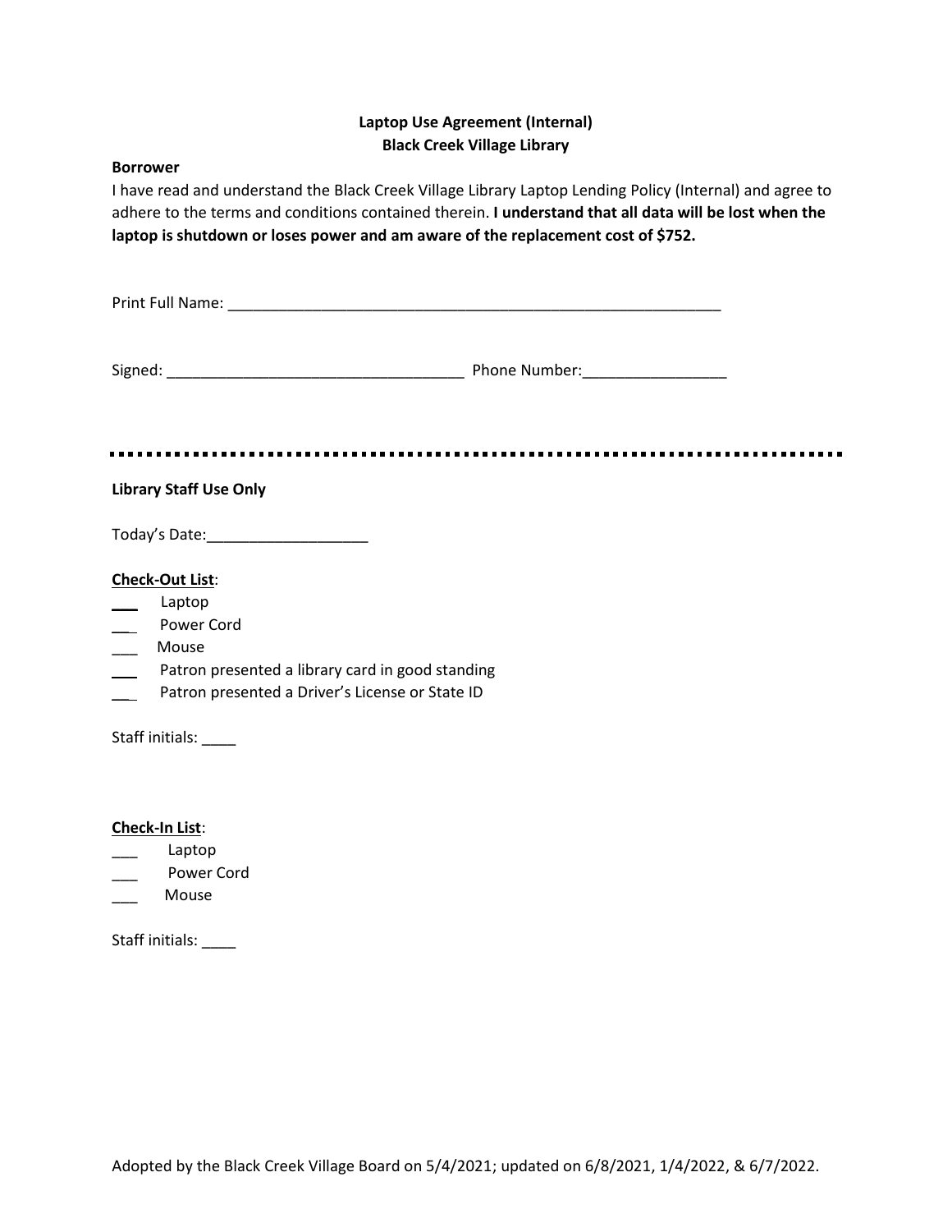**Laptop Use Agreement (Internal)**
**Black Creek Village Library**

**Borrower**

I have read and understand the Black Creek Village Library Laptop Lending Policy (Internal) and agree to adhere to the terms and conditions contained therein. **I understand that all data will be lost when the laptop is shutdown or loses power and am aware of the replacement cost of $752.**

Print Full Name: ____________________________________________________________

Signed: ___________________________________ Phone Number:_________________

---

**Library Staff Use Only**

Today's Date:___________________

**Check-Out List**:

___ Laptop
___ Power Cord
___ Mouse
___ Patron presented a library card in good standing
___ Patron presented a Driver's License or State ID

Staff initials: ____

**Check-In List**:

___ Laptop
___ Power Cord
___ Mouse

Staff initials: ____

Adopted by the Black Creek Village Board on 5/4/2021; updated on 6/8/2021, 1/4/2022, & 6/7/2022.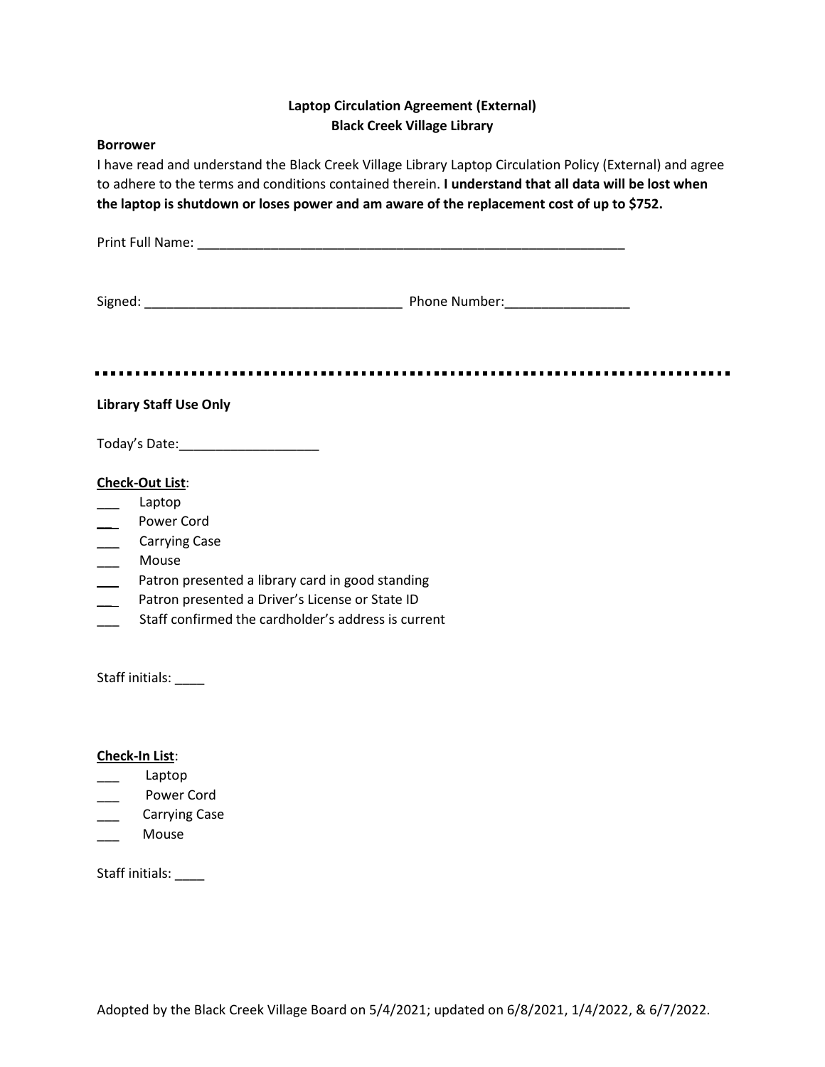# Laptop Circulation Agreement (External)
## Black Creek Village Library

**Borrower**

I have read and understand the Black Creek Village Library Laptop Circulation Policy (External) and agree to adhere to the terms and conditions contained therein. **I understand that all data will be lost when the laptop is shutdown or loses power and am aware of the replacement cost of up to $752.**

Print Full Name: ____________________________________________________________

Signed: ___________________________________ Phone Number:_________________

---

**Library Staff Use Only**

Today's Date:___________________

**Check-Out List**:

- ___ Laptop
- ___ Power Cord
- ___ Carrying Case
- ___ Mouse
- ___ Patron presented a library card in good standing
- ___ Patron presented a Driver's License or State ID
- ___ Staff confirmed the cardholder's address is current

Staff initials: ____

**Check-In List**:

- ___ Laptop
- ___ Power Cord
- ___ Carrying Case
- ___ Mouse

Staff initials: ____

Adopted by the Black Creek Village Board on 5/4/2021; updated on 6/8/2021, 1/4/2022, & 6/7/2022.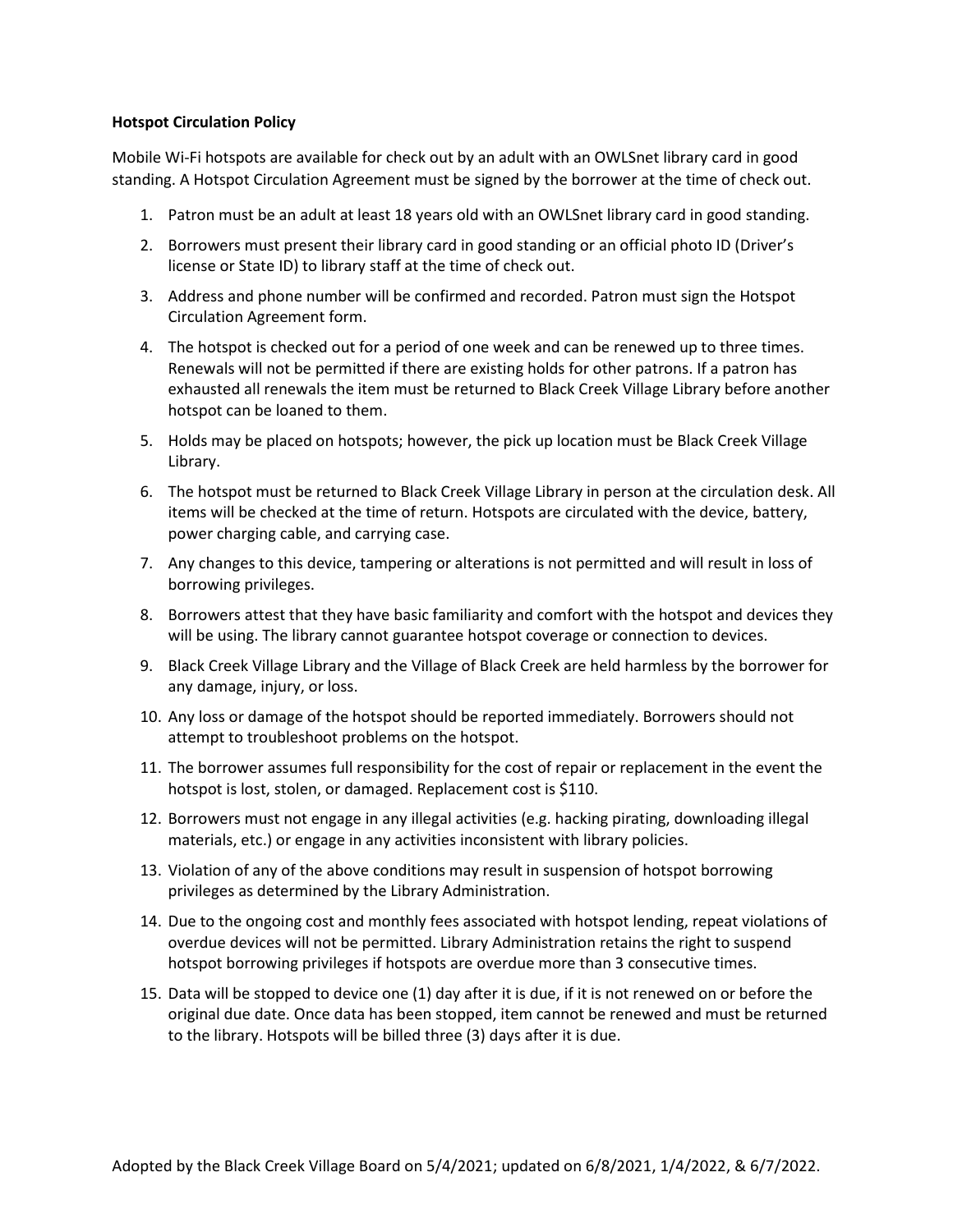**Hotspot Circulation Policy**

Mobile Wi-Fi hotspots are available for check out by an adult with an OWLSnet library card in good standing. A Hotspot Circulation Agreement must be signed by the borrower at the time of check out.

1. Patron must be an adult at least 18 years old with an OWLSnet library card in good standing.
2. Borrowers must present their library card in good standing or an official photo ID (Driver's license or State ID) to library staff at the time of check out.
3. Address and phone number will be confirmed and recorded. Patron must sign the Hotspot Circulation Agreement form.
4. The hotspot is checked out for a period of one week and can be renewed up to three times. Renewals will not be permitted if there are existing holds for other patrons. If a patron has exhausted all renewals the item must be returned to Black Creek Village Library before another hotspot can be loaned to them.
5. Holds may be placed on hotspots; however, the pick up location must be Black Creek Village Library.
6. The hotspot must be returned to Black Creek Village Library in person at the circulation desk. All items will be checked at the time of return. Hotspots are circulated with the device, battery, power charging cable, and carrying case.
7. Any changes to this device, tampering or alterations is not permitted and will result in loss of borrowing privileges.
8. Borrowers attest that they have basic familiarity and comfort with the hotspot and devices they will be using. The library cannot guarantee hotspot coverage or connection to devices.
9. Black Creek Village Library and the Village of Black Creek are held harmless by the borrower for any damage, injury, or loss.
10. Any loss or damage of the hotspot should be reported immediately. Borrowers should not attempt to troubleshoot problems on the hotspot.
11. The borrower assumes full responsibility for the cost of repair or replacement in the event the hotspot is lost, stolen, or damaged. Replacement cost is $110.
12. Borrowers must not engage in any illegal activities (e.g. hacking pirating, downloading illegal materials, etc.) or engage in any activities inconsistent with library policies.
13. Violation of any of the above conditions may result in suspension of hotspot borrowing privileges as determined by the Library Administration.
14. Due to the ongoing cost and monthly fees associated with hotspot lending, repeat violations of overdue devices will not be permitted. Library Administration retains the right to suspend hotspot borrowing privileges if hotspots are overdue more than 3 consecutive times.
15. Data will be stopped to device one (1) day after it is due, if it is not renewed on or before the original due date. Once data has been stopped, item cannot be renewed and must be returned to the library. Hotspots will be billed three (3) days after it is due.

Adopted by the Black Creek Village Board on 5/4/2021; updated on 6/8/2021, 1/4/2022, & 6/7/2022.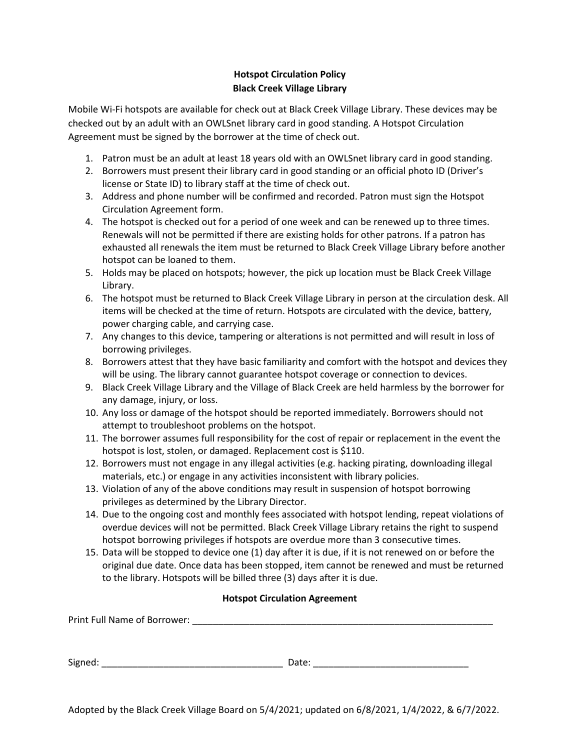**Hotspot Circulation Policy**
**Black Creek Village Library**

Mobile Wi-Fi hotspots are available for check out at Black Creek Village Library. These devices may be checked out by an adult with an OWLSnet library card in good standing. A Hotspot Circulation Agreement must be signed by the borrower at the time of check out.

1. Patron must be an adult at least 18 years old with an OWLSnet library card in good standing.
2. Borrowers must present their library card in good standing or an official photo ID (Driver's license or State ID) to library staff at the time of check out.
3. Address and phone number will be confirmed and recorded. Patron must sign the Hotspot Circulation Agreement form.
4. The hotspot is checked out for a period of one week and can be renewed up to three times. Renewals will not be permitted if there are existing holds for other patrons. If a patron has exhausted all renewals the item must be returned to Black Creek Village Library before another hotspot can be loaned to them.
5. Holds may be placed on hotspots; however, the pick up location must be Black Creek Village Library.
6. The hotspot must be returned to Black Creek Village Library in person at the circulation desk. All items will be checked at the time of return. Hotspots are circulated with the device, battery, power charging cable, and carrying case.
7. Any changes to this device, tampering or alterations is not permitted and will result in loss of borrowing privileges.
8. Borrowers attest that they have basic familiarity and comfort with the hotspot and devices they will be using. The library cannot guarantee hotspot coverage or connection to devices.
9. Black Creek Village Library and the Village of Black Creek are held harmless by the borrower for any damage, injury, or loss.
10. Any loss or damage of the hotspot should be reported immediately. Borrowers should not attempt to troubleshoot problems on the hotspot.
11. The borrower assumes full responsibility for the cost of repair or replacement in the event the hotspot is lost, stolen, or damaged. Replacement cost is $110.
12. Borrowers must not engage in any illegal activities (e.g. hacking pirating, downloading illegal materials, etc.) or engage in any activities inconsistent with library policies.
13. Violation of any of the above conditions may result in suspension of hotspot borrowing privileges as determined by the Library Director.
14. Due to the ongoing cost and monthly fees associated with hotspot lending, repeat violations of overdue devices will not be permitted. Black Creek Village Library retains the right to suspend hotspot borrowing privileges if hotspots are overdue more than 3 consecutive times.
15. Data will be stopped to device one (1) day after it is due, if it is not renewed on or before the original due date. Once data has been stopped, item cannot be renewed and must be returned to the library. Hotspots will be billed three (3) days after it is due.

**Hotspot Circulation Agreement**

Print Full Name of Borrower: ______________________________________________

Signed: ______________________________ Date: ___________________________

Adopted by the Black Creek Village Board on 5/4/2021; updated on 6/8/2021, 1/4/2022, & 6/7/2022.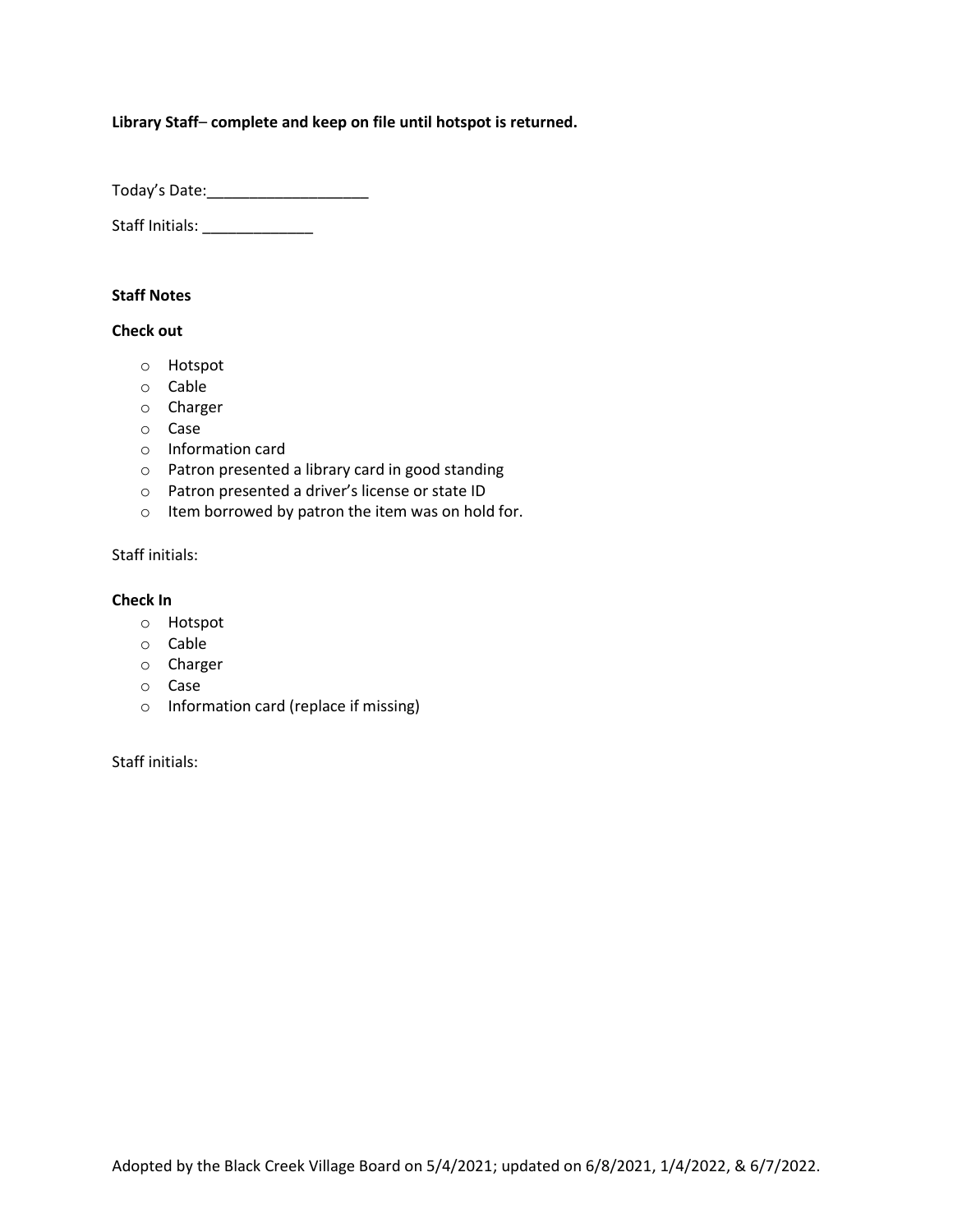**Library Staff– complete and keep on file until hotspot is returned.**

Today's Date:___________________

Staff Initials: _____________

**Staff Notes**

**Check out**

- Hotspot
- Cable
- Charger
- Case
- Information card
- Patron presented a library card in good standing
- Patron presented a driver's license or state ID
- Item borrowed by patron the item was on hold for.

Staff initials:

**Check In**

- Hotspot
- Cable
- Charger
- Case
- Information card (replace if missing)

Staff initials:

Adopted by the Black Creek Village Board on 5/4/2021; updated on 6/8/2021, 1/4/2022, & 6/7/2022.